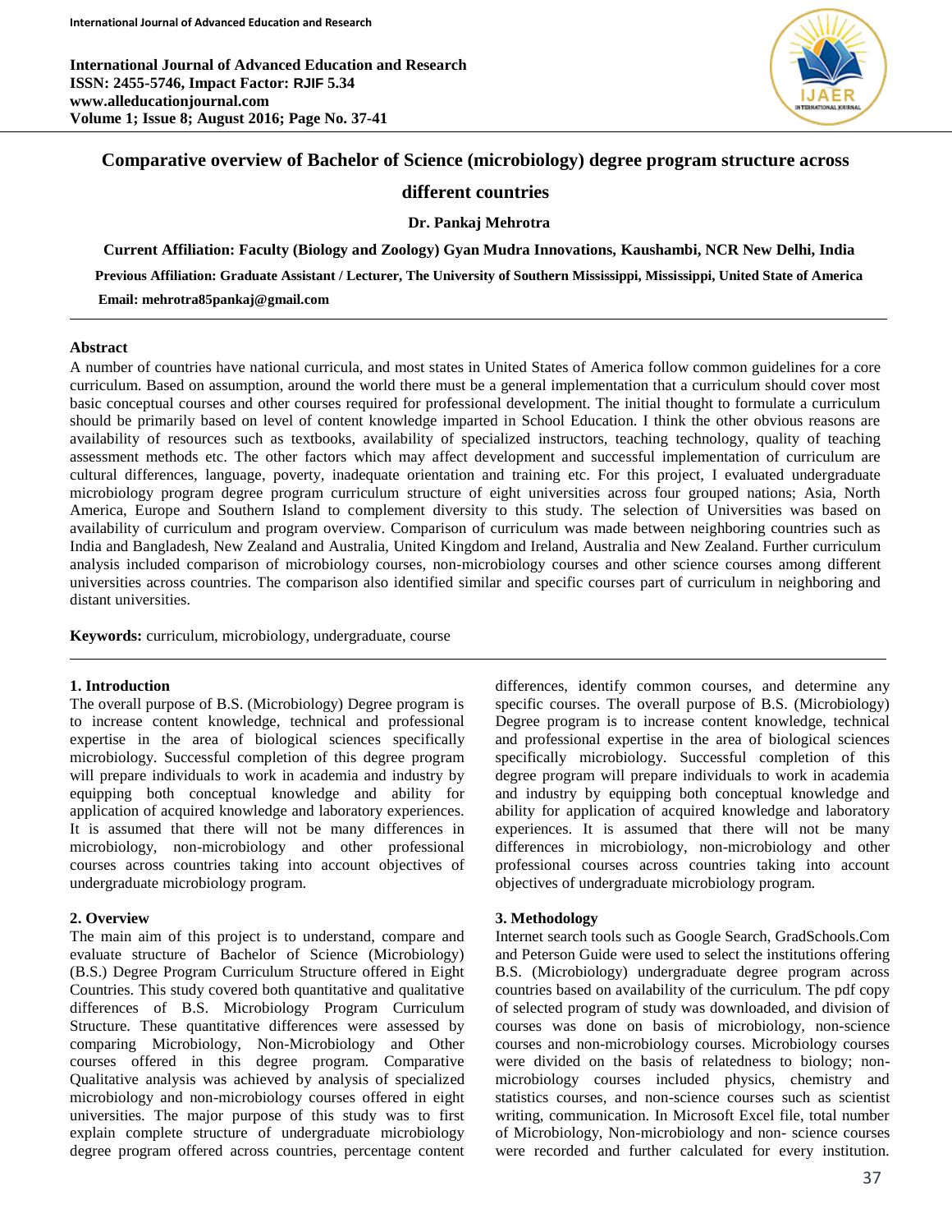# Comparative overview of Bachelor of Science (microbiology) degree program structure across different countries

**Dr. Pankaj Mehrotra**

**Current Affiliation: Faculty (Biology and Zoology) Gyan Mudra Innovations, Kaushambi, NCR New Delhi, India**

**Previous Affiliation: Graduate Assistant / Lecturer, The University of Southern Mississippi, Mississippi, United State of America**

**Email: mehrotra85pankaj@gmail.com**

---

## Abstract

A number of countries have national curricula, and most states in United States of America follow common guidelines for a core curriculum. Based on assumption, around the world there must be a general implementation that a curriculum should cover most basic conceptual courses and other courses required for professional development. The initial thought to formulate a curriculum should be primarily based on level of content knowledge imparted in School Education. I think the other obvious reasons are availability of resources such as textbooks, availability of specialized instructors, teaching technology, quality of teaching assessment methods etc. The other factors which may affect development and successful implementation of curriculum are cultural differences, language, poverty, inadequate orientation and training etc. For this project, I evaluated undergraduate microbiology program degree program curriculum structure of eight universities across four grouped nations; Asia, North America, Europe and Southern Island to complement diversity to this study. The selection of Universities was based on availability of curriculum and program overview. Comparison of curriculum was made between neighboring countries such as India and Bangladesh, New Zealand and Australia, United Kingdom and Ireland, Australia and New Zealand. Further curriculum analysis included comparison of microbiology courses, non-microbiology courses and other science courses among different universities across countries. The comparison also identified similar and specific courses part of curriculum in neighboring and distant universities.

**Keywords:** curriculum, microbiology, undergraduate, course

---

## 1. Introduction

The overall purpose of B.S. (Microbiology) Degree program is to increase content knowledge, technical and professional expertise in the area of biological sciences specifically microbiology. Successful completion of this degree program will prepare individuals to work in academia and industry by equipping both conceptual knowledge and ability for application of acquired knowledge and laboratory experiences. It is assumed that there will not be many differences in microbiology, non-microbiology and other professional courses across countries taking into account objectives of undergraduate microbiology program.

## 2. Overview

The main aim of this project is to understand, compare and evaluate structure of Bachelor of Science (Microbiology) (B.S.) Degree Program Curriculum Structure offered in Eight Countries. This study covered both quantitative and qualitative differences of B.S. Microbiology Program Curriculum Structure. These quantitative differences were assessed by comparing Microbiology, Non-Microbiology and Other courses offered in this degree program. Comparative Qualitative analysis was achieved by analysis of specialized microbiology and non-microbiology courses offered in eight universities. The major purpose of this study was to first explain complete structure of undergraduate microbiology degree program offered across countries, percentage content differences, identify common courses, and determine any specific courses. The overall purpose of B.S. (Microbiology) Degree program is to increase content knowledge, technical and professional expertise in the area of biological sciences specifically microbiology. Successful completion of this degree program will prepare individuals to work in academia and industry by equipping both conceptual knowledge and ability for application of acquired knowledge and laboratory experiences. It is assumed that there will not be many differences in microbiology, non-microbiology and other professional courses across countries taking into account objectives of undergraduate microbiology program.

## 3. Methodology

Internet search tools such as Google Search, GradSchools.Com and Peterson Guide were used to select the institutions offering B.S. (Microbiology) undergraduate degree program across countries based on availability of the curriculum. The pdf copy of selected program of study was downloaded, and division of courses was done on basis of microbiology, non-science courses and non-microbiology courses. Microbiology courses were divided on the basis of relatedness to biology; non-microbiology courses included physics, chemistry and statistics courses, and non-science courses such as scientist writing, communication. In Microsoft Excel file, total number of Microbiology, Non-microbiology and non- science courses were recorded and further calculated for every institution.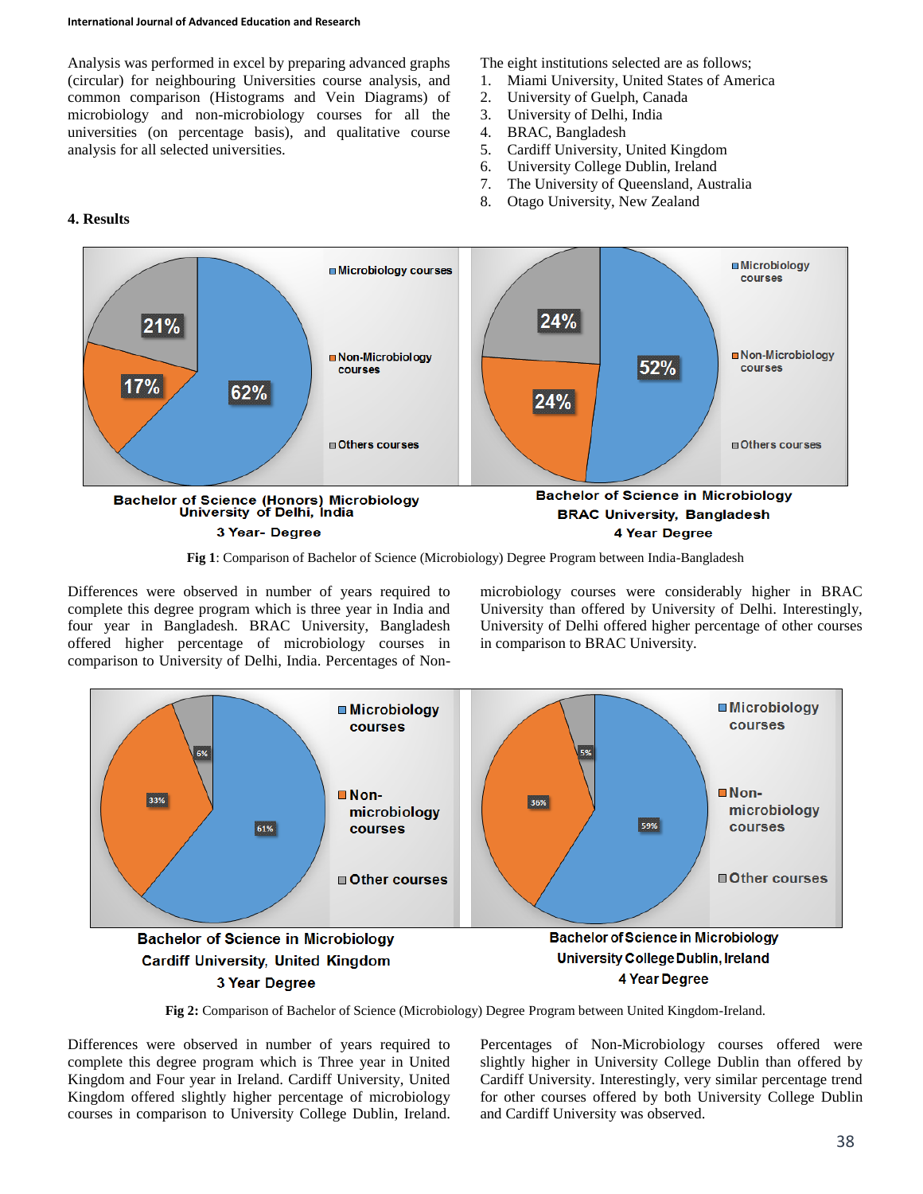Analysis was performed in excel by preparing advanced graphs (circular) for neighbouring Universities course analysis, and common comparison (Histograms and Vein Diagrams) of microbiology and non-microbiology courses for all the universities (on percentage basis), and qualitative course analysis for all selected universities.

The eight institutions selected are as follows;

1. Miami University, United States of America
2. University of Guelph, Canada
3. University of Delhi, India
4. BRAC, Bangladesh
5. Cardiff University, United Kingdom
6. University College Dublin, Ireland
7. The University of Queensland, Australia
8. Otago University, New Zealand

## 4. Results

**Fig 1**: Comparison of Bachelor of Science (Microbiology) Degree Program between India-Bangladesh

Differences were observed in number of years required to complete this degree program which is three year in India and four year in Bangladesh. BRAC University, Bangladesh offered higher percentage of microbiology courses in comparison to University of Delhi, India. Percentages of Non-microbiology courses were considerably higher in BRAC University than offered by University of Delhi. Interestingly, University of Delhi offered higher percentage of other courses in comparison to BRAC University.

**Fig 2:** Comparison of Bachelor of Science (Microbiology) Degree Program between United Kingdom-Ireland.

Differences were observed in number of years required to complete this degree program which is Three year in United Kingdom and Four year in Ireland. Cardiff University, United Kingdom offered slightly higher percentage of microbiology courses in comparison to University College Dublin, Ireland. Percentages of Non-Microbiology courses offered were slightly higher in University College Dublin than offered by Cardiff University. Interestingly, very similar percentage trend for other courses offered by both University College Dublin and Cardiff University was observed.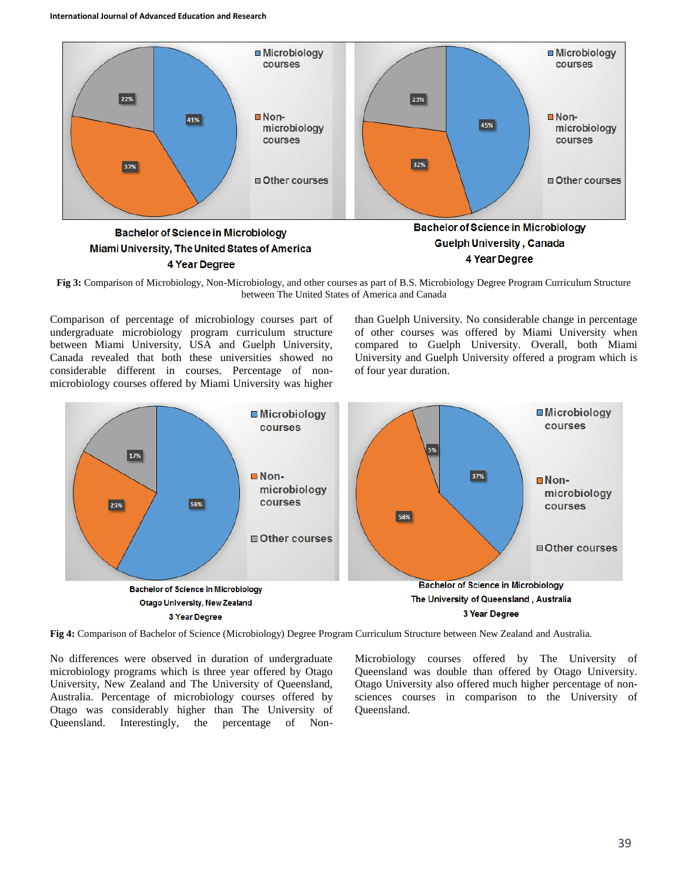Bachelor of Science in Microbiology
Miami University, The United States of America
4 Year Degree

Bachelor of Science in Microbiology
Guelph University, Canada
4 Year Degree

**Fig 3:** Comparison of Microbiology, Non-Microbiology, and other courses as part of B.S. Microbiology Degree Program Curriculum Structure between The United States of America and Canada

Comparison of percentage of microbiology courses part of undergraduate microbiology program curriculum structure between Miami University, USA and Guelph University, Canada revealed that both these universities showed no considerable different in courses. Percentage of non-microbiology courses offered by Miami University was higher than Guelph University. No considerable change in percentage of other courses was offered by Miami University when compared to Guelph University. Overall, both Miami University and Guelph University offered a program which is of four year duration.

Bachelor of Science in Microbiology
Otago University, New Zealand
3 Year Degree

Bachelor of Science in Microbiology
The University of Queensland, Australia
3 Year Degree

**Fig 4:** Comparison of Bachelor of Science (Microbiology) Degree Program Curriculum Structure between New Zealand and Australia.

No differences were observed in duration of undergraduate microbiology programs which is three year offered by Otago University, New Zealand and The University of Queensland, Australia. Percentage of microbiology courses offered by Otago was considerably higher than The University of Queensland. Interestingly, the percentage of Non-Microbiology courses offered by The University of Queensland was double than offered by Otago University. Otago University also offered much higher percentage of non-sciences courses in comparison to the University of Queensland.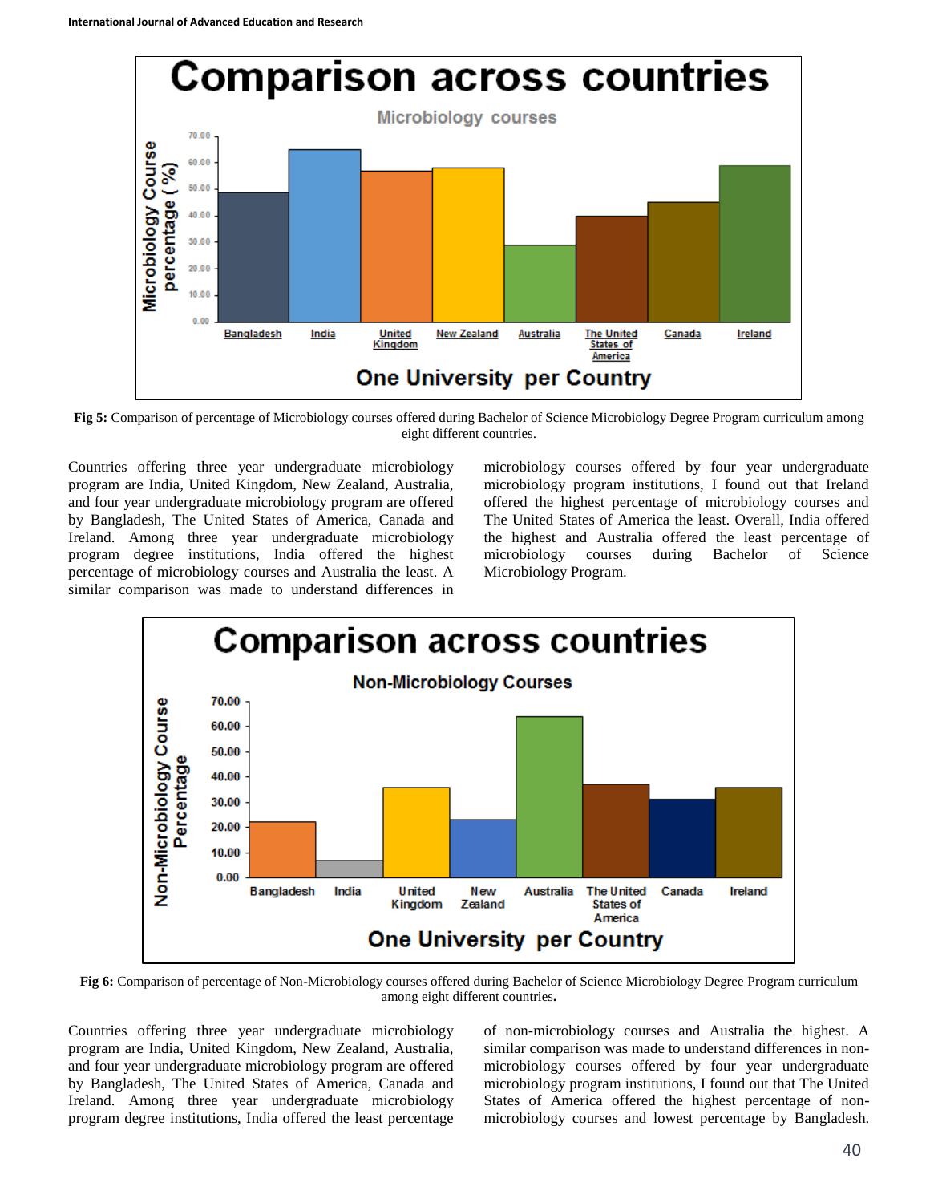**Fig 5:** Comparison of percentage of Microbiology courses offered during Bachelor of Science Microbiology Degree Program curriculum among eight different countries.

Countries offering three year undergraduate microbiology program are India, United Kingdom, New Zealand, Australia, and four year undergraduate microbiology program are offered by Bangladesh, The United States of America, Canada and Ireland. Among three year undergraduate microbiology program degree institutions, India offered the highest percentage of microbiology courses and Australia the least. A similar comparison was made to understand differences in microbiology courses offered by four year undergraduate microbiology program institutions, I found out that Ireland offered the highest percentage of microbiology courses and The United States of America the least. Overall, India offered the highest and Australia offered the least percentage of microbiology courses during Bachelor of Science Microbiology Program.

**Fig 6:** Comparison of percentage of Non-Microbiology courses offered during Bachelor of Science Microbiology Degree Program curriculum among eight different countries**.**

Countries offering three year undergraduate microbiology program are India, United Kingdom, New Zealand, Australia, and four year undergraduate microbiology program are offered by Bangladesh, The United States of America, Canada and Ireland. Among three year undergraduate microbiology program degree institutions, India offered the least percentage of non-microbiology courses and Australia the highest. A similar comparison was made to understand differences in non-microbiology courses offered by four year undergraduate microbiology program institutions, I found out that The United States of America offered the highest percentage of non-microbiology courses and lowest percentage by Bangladesh.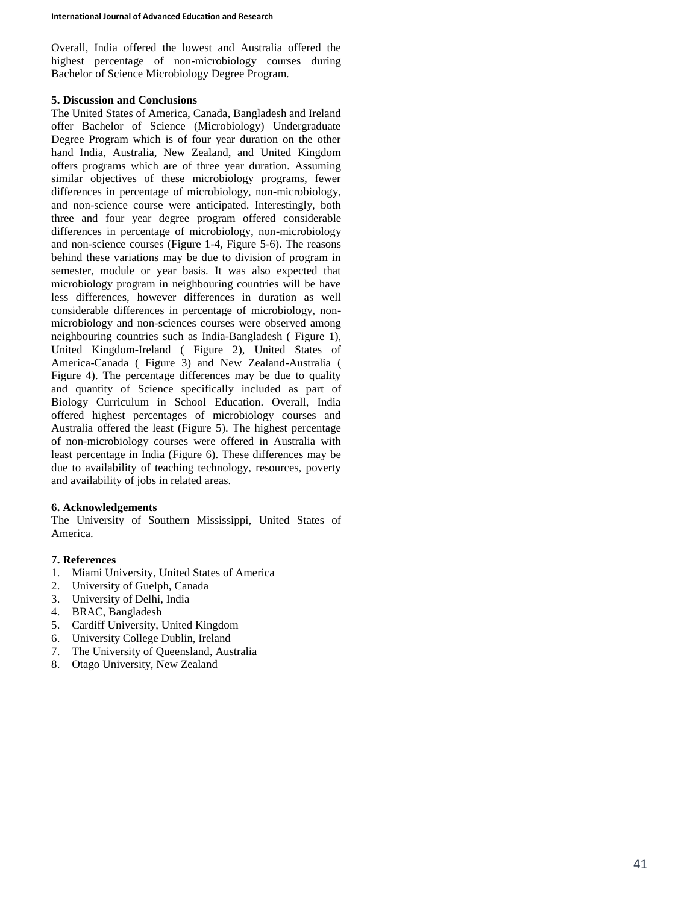Overall, India offered the lowest and Australia offered the highest percentage of non-microbiology courses during Bachelor of Science Microbiology Degree Program.

## 5. Discussion and Conclusions

The United States of America, Canada, Bangladesh and Ireland offer Bachelor of Science (Microbiology) Undergraduate Degree Program which is of four year duration on the other hand India, Australia, New Zealand, and United Kingdom offers programs which are of three year duration. Assuming similar objectives of these microbiology programs, fewer differences in percentage of microbiology, non-microbiology, and non-science course were anticipated. Interestingly, both three and four year degree program offered considerable differences in percentage of microbiology, non-microbiology and non-science courses (Figure 1-4, Figure 5-6). The reasons behind these variations may be due to division of program in semester, module or year basis. It was also expected that microbiology program in neighbouring countries will be have less differences, however differences in duration as well considerable differences in percentage of microbiology, non-microbiology and non-sciences courses were observed among neighbouring countries such as India-Bangladesh ( Figure 1), United Kingdom-Ireland ( Figure 2), United States of America-Canada ( Figure 3) and New Zealand-Australia ( Figure 4). The percentage differences may be due to quality and quantity of Science specifically included as part of Biology Curriculum in School Education. Overall, India offered highest percentages of microbiology courses and Australia offered the least (Figure 5). The highest percentage of non-microbiology courses were offered in Australia with least percentage in India (Figure 6). These differences may be due to availability of teaching technology, resources, poverty and availability of jobs in related areas.

## 6. Acknowledgements

The University of Southern Mississippi, United States of America.

## 7. References

1. Miami University, United States of America
2. University of Guelph, Canada
3. University of Delhi, India
4. BRAC, Bangladesh
5. Cardiff University, United Kingdom
6. University College Dublin, Ireland
7. The University of Queensland, Australia
8. Otago University, New Zealand